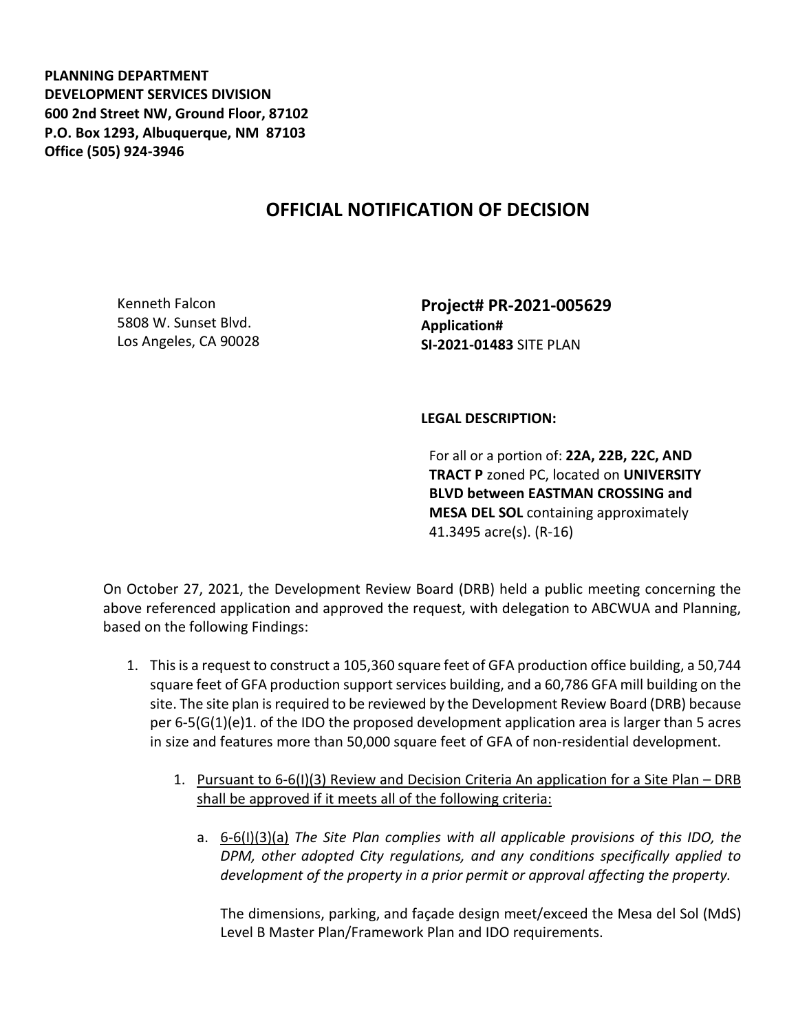**PLANNING DEPARTMENT**
**DEVELOPMENT SERVICES DIVISION**
**600 2nd Street NW, Ground Floor, 87102**
**P.O. Box 1293, Albuquerque, NM 87103**
**Office (505) 924-3946**

# OFFICIAL NOTIFICATION OF DECISION

Kenneth Falcon
5808 W. Sunset Blvd.
Los Angeles, CA 90028

**Project# PR-2021-005629**
**Application#**
**SI-2021-01483** SITE PLAN

**LEGAL DESCRIPTION:**

For all or a portion of: **22A, 22B, 22C, AND TRACT P** zoned PC, located on **UNIVERSITY BLVD between EASTMAN CROSSING and MESA DEL SOL** containing approximately 41.3495 acre(s). (R-16)

On October 27, 2021, the Development Review Board (DRB) held a public meeting concerning the above referenced application and approved the request, with delegation to ABCWUA and Planning, based on the following Findings:

1. This is a request to construct a 105,360 square feet of GFA production office building, a 50,744 square feet of GFA production support services building, and a 60,786 GFA mill building on the site. The site plan is required to be reviewed by the Development Review Board (DRB) because per 6-5(G(1)(e)1. of the IDO the proposed development application area is larger than 5 acres in size and features more than 50,000 square feet of GFA of non-residential development.

    1. Pursuant to 6-6(I)(3) Review and Decision Criteria An application for a Site Plan – DRB shall be approved if it meets all of the following criteria:

        a. 6-6(I)(3)(a) *The Site Plan complies with all applicable provisions of this IDO, the DPM, other adopted City regulations, and any conditions specifically applied to development of the property in a prior permit or approval affecting the property.*

        The dimensions, parking, and façade design meet/exceed the Mesa del Sol (MdS) Level B Master Plan/Framework Plan and IDO requirements.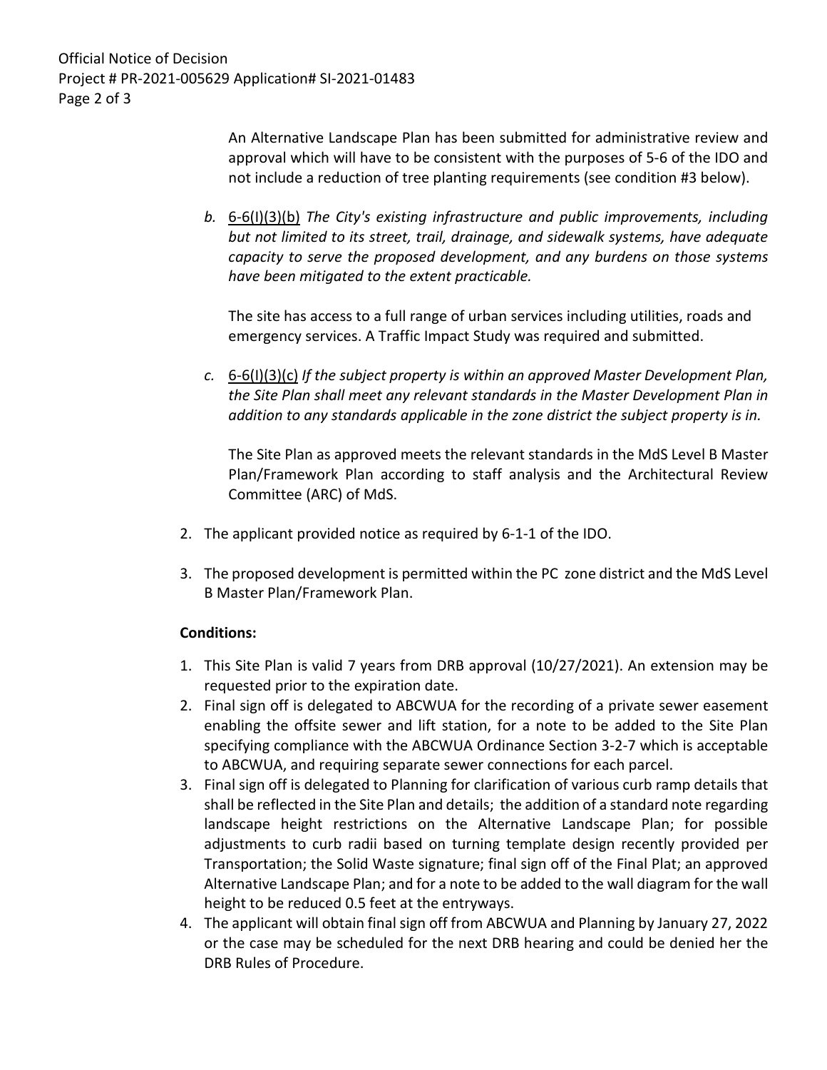An Alternative Landscape Plan has been submitted for administrative review and approval which will have to be consistent with the purposes of 5-6 of the IDO and not include a reduction of tree planting requirements (see condition #3 below).

*b.* 6-6(I)(3)(b) *The City's existing infrastructure and public improvements, including but not limited to its street, trail, drainage, and sidewalk systems, have adequate capacity to serve the proposed development, and any burdens on those systems have been mitigated to the extent practicable.*

The site has access to a full range of urban services including utilities, roads and emergency services. A Traffic Impact Study was required and submitted.

*c.* 6-6(I)(3)(c) *If the subject property is within an approved Master Development Plan, the Site Plan shall meet any relevant standards in the Master Development Plan in addition to any standards applicable in the zone district the subject property is in.*

The Site Plan as approved meets the relevant standards in the MdS Level B Master Plan/Framework Plan according to staff analysis and the Architectural Review Committee (ARC) of MdS.

2. The applicant provided notice as required by 6-1-1 of the IDO.
3. The proposed development is permitted within the PC zone district and the MdS Level B Master Plan/Framework Plan.

**Conditions:**

1. This Site Plan is valid 7 years from DRB approval (10/27/2021). An extension may be requested prior to the expiration date.
2. Final sign off is delegated to ABCWUA for the recording of a private sewer easement enabling the offsite sewer and lift station, for a note to be added to the Site Plan specifying compliance with the ABCWUA Ordinance Section 3-2-7 which is acceptable to ABCWUA, and requiring separate sewer connections for each parcel.
3. Final sign off is delegated to Planning for clarification of various curb ramp details that shall be reflected in the Site Plan and details; the addition of a standard note regarding landscape height restrictions on the Alternative Landscape Plan; for possible adjustments to curb radii based on turning template design recently provided per Transportation; the Solid Waste signature; final sign off of the Final Plat; an approved Alternative Landscape Plan; and for a note to be added to the wall diagram for the wall height to be reduced 0.5 feet at the entryways.
4. The applicant will obtain final sign off from ABCWUA and Planning by January 27, 2022 or the case may be scheduled for the next DRB hearing and could be denied her the DRB Rules of Procedure.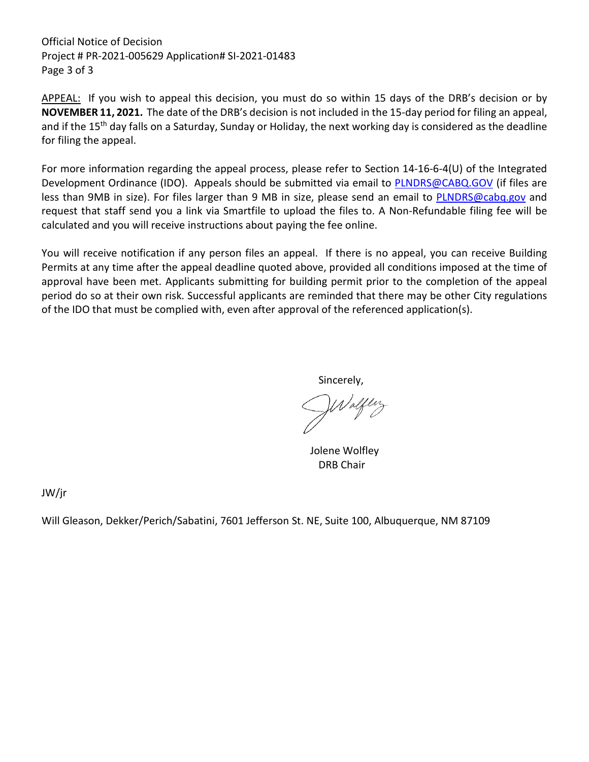APPEAL: If you wish to appeal this decision, you must do so within 15 days of the DRB's decision or by **NOVEMBER 11, 2021.** The date of the DRB's decision is not included in the 15-day period for filing an appeal, and if the 15th day falls on a Saturday, Sunday or Holiday, the next working day is considered as the deadline for filing the appeal.

For more information regarding the appeal process, please refer to Section 14-16-6-4(U) of the Integrated Development Ordinance (IDO). Appeals should be submitted via email to PLNDRS@CABQ.GOV (if files are less than 9MB in size). For files larger than 9 MB in size, please send an email to PLNDRS@cabq.gov and request that staff send you a link via Smartfile to upload the files to. A Non-Refundable filing fee will be calculated and you will receive instructions about paying the fee online.

You will receive notification if any person files an appeal. If there is no appeal, you can receive Building Permits at any time after the appeal deadline quoted above, provided all conditions imposed at the time of approval have been met. Applicants submitting for building permit prior to the completion of the appeal period do so at their own risk. Successful applicants are reminded that there may be other City regulations of the IDO that must be complied with, even after approval of the referenced application(s).

Sincerely,

Jolene Wolfley
DRB Chair

JW/jr

Will Gleason, Dekker/Perich/Sabatini, 7601 Jefferson St. NE, Suite 100, Albuquerque, NM 87109